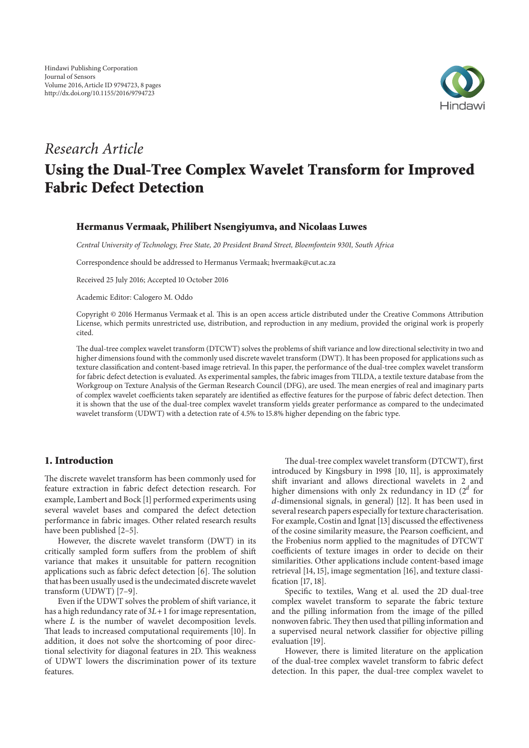Hindawi Publishing Corporation
Journal of Sensors
Volume 2016, Article ID 9794723, 8 pages
http://dx.doi.org/10.1155/2016/9794723

*Research Article*

# Using the Dual-Tree Complex Wavelet Transform for Improved Fabric Defect Detection

**Hermanus Vermaak, Philibert Nsengiyumva, and Nicolaas Luwes**

*Central University of Technology, Free State, 20 President Brand Street, Bloemfontein 9301, South Africa*

Correspondence should be addressed to Hermanus Vermaak; hvermaak@cut.ac.za

Received 25 July 2016; Accepted 10 October 2016

Academic Editor: Calogero M. Oddo

Copyright © 2016 Hermanus Vermaak et al. This is an open access article distributed under the Creative Commons Attribution License, which permits unrestricted use, distribution, and reproduction in any medium, provided the original work is properly cited.

The dual-tree complex wavelet transform (DTCWT) solves the problems of shift variance and low directional selectivity in two and higher dimensions found with the commonly used discrete wavelet transform (DWT). It has been proposed for applications such as texture classification and content-based image retrieval. In this paper, the performance of the dual-tree complex wavelet transform for fabric defect detection is evaluated. As experimental samples, the fabric images from TILDA, a textile texture database from the Workgroup on Texture Analysis of the German Research Council (DFG), are used. The mean energies of real and imaginary parts of complex wavelet coefficients taken separately are identified as effective features for the purpose of fabric defect detection. Then it is shown that the use of the dual-tree complex wavelet transform yields greater performance as compared to the undecimated wavelet transform (UDWT) with a detection rate of 4.5% to 15.8% higher depending on the fabric type.

## 1. Introduction

The discrete wavelet transform has been commonly used for feature extraction in fabric defect detection research. For example, Lambert and Bock [1] performed experiments using several wavelet bases and compared the defect detection performance in fabric images. Other related research results have been published [2–5].

However, the discrete wavelet transform (DWT) in its critically sampled form suffers from the problem of shift variance that makes it unsuitable for pattern recognition applications such as fabric defect detection [6]. The solution that has been usually used is the undecimated discrete wavelet transform (UDWT) [7–9].

Even if the UDWT solves the problem of shift variance, it has a high redundancy rate of $3L+1$ for image representation, where $L$ is the number of wavelet decomposition levels. That leads to increased computational requirements [10]. In addition, it does not solve the shortcoming of poor directional selectivity for diagonal features in 2D. This weakness of UDWT lowers the discrimination power of its texture features.

The dual-tree complex wavelet transform (DTCWT), first introduced by Kingsbury in 1998 [10, 11], is approximately shift invariant and allows directional wavelets in 2 and higher dimensions with only 2x redundancy in 1D ($2^d$ for $d$-dimensional signals, in general) [12]. It has been used in several research papers especially for texture characterisation. For example, Costin and Ignat [13] discussed the effectiveness of the cosine similarity measure, the Pearson coefficient, and the Frobenius norm applied to the magnitudes of DTCWT coefficients of texture images in order to decide on their similarities. Other applications include content-based image retrieval [14, 15], image segmentation [16], and texture classification [17, 18].

Specific to textiles, Wang et al. used the 2D dual-tree complex wavelet transform to separate the fabric texture and the pilling information from the image of the pilled nonwoven fabric. They then used that pilling information and a supervised neural network classifier for objective pilling evaluation [19].

However, there is limited literature on the application of the dual-tree complex wavelet transform to fabric defect detection. In this paper, the dual-tree complex wavelet to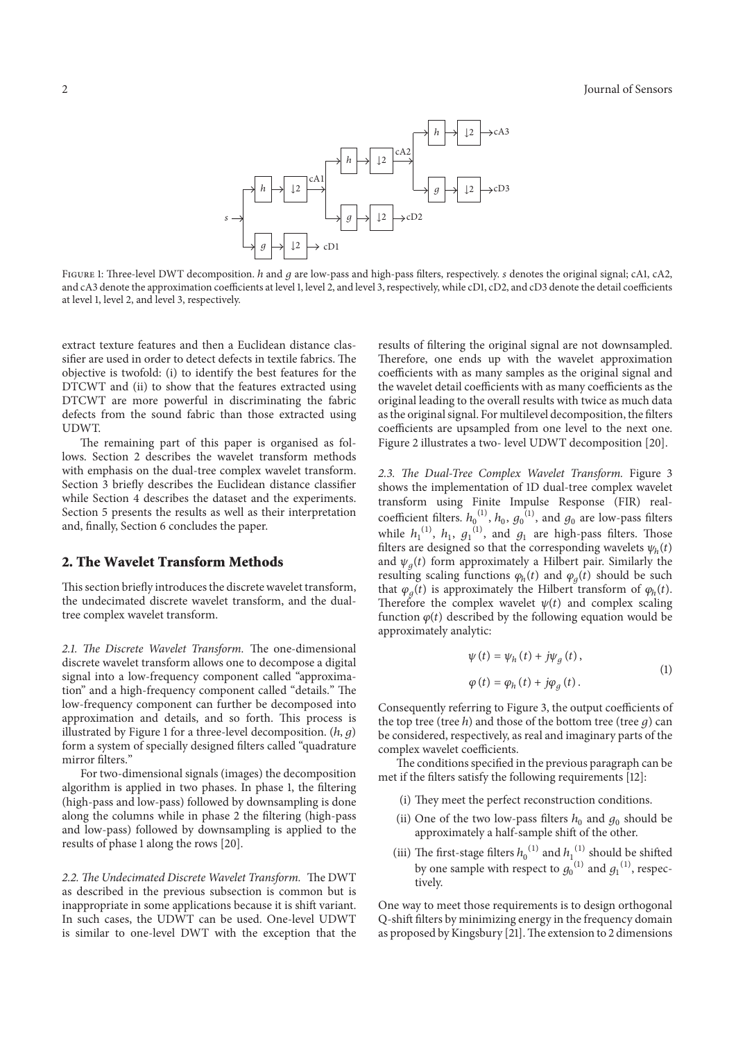Figure 1: Three-level DWT decomposition. $h$ and $g$ are low-pass and high-pass filters, respectively. $s$ denotes the original signal; cA1, cA2, and cA3 denote the approximation coefficients at level 1, level 2, and level 3, respectively, while cD1, cD2, and cD3 denote the detail coefficients at level 1, level 2, and level 3, respectively.

extract texture features and then a Euclidean distance classifier are used in order to detect defects in textile fabrics. The objective is twofold: (i) to identify the best features for the DTCWT and (ii) to show that the features extracted using DTCWT are more powerful in discriminating the fabric defects from the sound fabric than those extracted using UDWT.

The remaining part of this paper is organised as follows. Section 2 describes the wavelet transform methods with emphasis on the dual-tree complex wavelet transform. Section 3 briefly describes the Euclidean distance classifier while Section 4 describes the dataset and the experiments. Section 5 presents the results as well as their interpretation and, finally, Section 6 concludes the paper.

## 2. The Wavelet Transform Methods

This section briefly introduces the discrete wavelet transform, the undecimated discrete wavelet transform, and the dual-tree complex wavelet transform.

*2.1. The Discrete Wavelet Transform.* The one-dimensional discrete wavelet transform allows one to decompose a digital signal into a low-frequency component called "approximation" and a high-frequency component called "details." The low-frequency component can further be decomposed into approximation and details, and so forth. This process is illustrated by Figure 1 for a three-level decomposition. $(h, g)$ form a system of specially designed filters called "quadrature mirror filters."

For two-dimensional signals (images) the decomposition algorithm is applied in two phases. In phase 1, the filtering (high-pass and low-pass) followed by downsampling is done along the columns while in phase 2 the filtering (high-pass and low-pass) followed by downsampling is applied to the results of phase 1 along the rows [20].

*2.2. The Undecimated Discrete Wavelet Transform.* The DWT as described in the previous subsection is common but is inappropriate in some applications because it is shift variant. In such cases, the UDWT can be used. One-level UDWT is similar to one-level DWT with the exception that the results of filtering the original signal are not downsampled. Therefore, one ends up with the wavelet approximation coefficients with as many samples as the original signal and the wavelet detail coefficients with as many coefficients as the original leading to the overall results with twice as much data as the original signal. For multilevel decomposition, the filters coefficients are upsampled from one level to the next one. Figure 2 illustrates a two- level UDWT decomposition [20].

*2.3. The Dual-Tree Complex Wavelet Transform.* Figure 3 shows the implementation of 1D dual-tree complex wavelet transform using Finite Impulse Response (FIR) real-coefficient filters. ${h_0}^{(1)}$, $h_0$, ${g_0}^{(1)}$, and $g_0$ are low-pass filters while ${h_1}^{(1)}$, $h_1$, ${g_1}^{(1)}$, and $g_1$ are high-pass filters. Those filters are designed so that the corresponding wavelets $\psi_h(t)$ and $\psi_g(t)$ form approximately a Hilbert pair. Similarly the resulting scaling functions $\varphi_h(t)$ and $\varphi_g(t)$ should be such that $\varphi_g(t)$ is approximately the Hilbert transform of $\varphi_h(t)$. Therefore the complex wavelet $\psi(t)$ and complex scaling function $\varphi(t)$ described by the following equation would be approximately analytic:

$$\psi(t) = \psi_h(t) + j\psi_g(t),$$
$$\varphi(t) = \varphi_h(t) + j\varphi_g(t). \tag{1}$$

Consequently referring to Figure 3, the output coefficients of the top tree (tree $h$) and those of the bottom tree (tree $g$) can be considered, respectively, as real and imaginary parts of the complex wavelet coefficients.

The conditions specified in the previous paragraph can be met if the filters satisfy the following requirements [12]:

(i) They meet the perfect reconstruction conditions.

(ii) One of the two low-pass filters $h_0$ and $g_0$ should be approximately a half-sample shift of the other.

(iii) The first-stage filters ${h_0}^{(1)}$ and ${h_1}^{(1)}$ should be shifted by one sample with respect to ${g_0}^{(1)}$ and ${g_1}^{(1)}$, respectively.

One way to meet those requirements is to design orthogonal Q-shift filters by minimizing energy in the frequency domain as proposed by Kingsbury [21]. The extension to 2 dimensions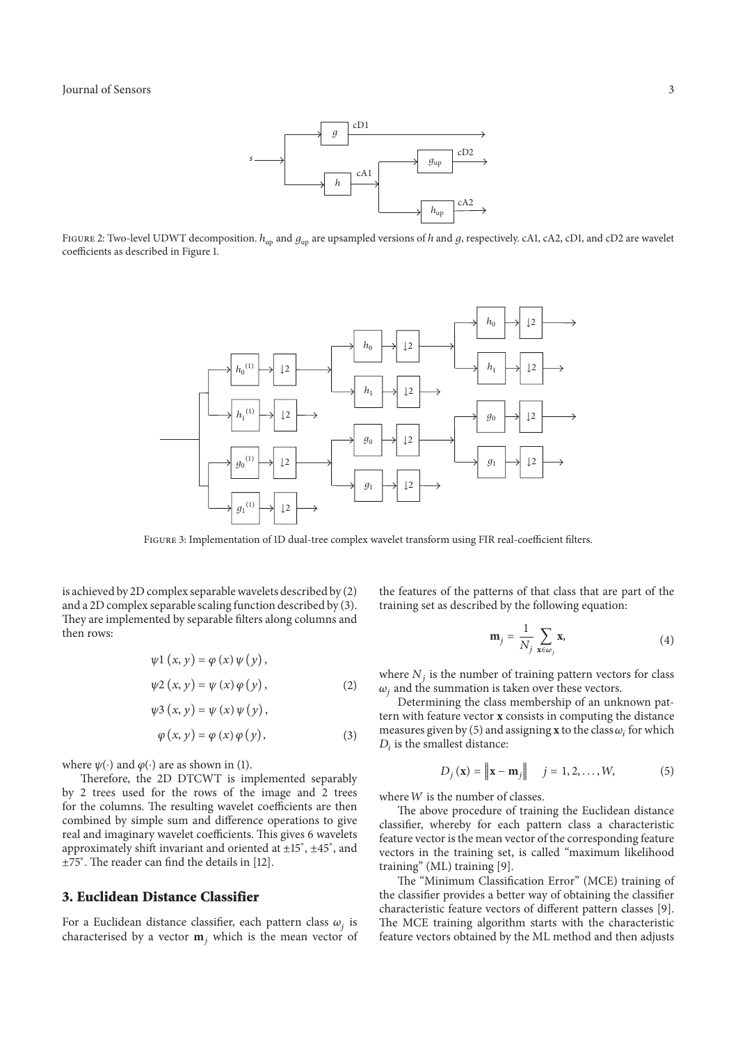Figure 2: Two-level UDWT decomposition. $h_{up}$ and $g_{up}$ are upsampled versions of $h$ and $g$, respectively. cA1, cA2, cD1, and cD2 are wavelet coefficients as described in Figure 1.

Figure 3: Implementation of 1D dual-tree complex wavelet transform using FIR real-coefficient filters.

is achieved by 2D complex separable wavelets described by (2) and a 2D complex separable scaling function described by (3). They are implemented by separable filters along columns and then rows:

$$\psi 1(x, y) = \varphi(x)\psi(y),$$
$$\psi 2(x, y) = \psi(x)\varphi(y), \tag{2}$$
$$\psi 3(x, y) = \psi(x)\psi(y),$$

$$\varphi(x, y) = \varphi(x)\varphi(y), \tag{3}$$

where $\psi(\cdot)$ and $\varphi(\cdot)$ are as shown in (1).

Therefore, the 2D DTCWT is implemented separably by 2 trees used for the rows of the image and 2 trees for the columns. The resulting wavelet coefficients are then combined by simple sum and difference operations to give real and imaginary wavelet coefficients. This gives 6 wavelets approximately shift invariant and oriented at $\pm 15^\circ$, $\pm 45^\circ$, and $\pm 75^\circ$. The reader can find the details in [12].

## 3. Euclidean Distance Classifier

For a Euclidean distance classifier, each pattern class $\omega_j$ is characterised by a vector $\mathbf{m}_j$ which is the mean vector of the features of the patterns of that class that are part of the training set as described by the following equation:

$$\mathbf{m}_j = \frac{1}{N_j} \sum_{\mathbf{x} \in \omega_j} \mathbf{x}, \tag{4}$$

where $N_j$ is the number of training pattern vectors for class $\omega_j$ and the summation is taken over these vectors.

Determining the class membership of an unknown pattern with feature vector $\mathbf{x}$ consists in computing the distance measures given by (5) and assigning $\mathbf{x}$ to the class $\omega_i$ for which $D_i$ is the smallest distance:

$$D_j(\mathbf{x}) = \left\| \mathbf{x} - \mathbf{m}_j \right\| \quad j = 1, 2, \ldots, W, \tag{5}$$

where $W$ is the number of classes.

The above procedure of training the Euclidean distance classifier, whereby for each pattern class a characteristic feature vector is the mean vector of the corresponding feature vectors in the training set, is called "maximum likelihood training" (ML) training [9].

The "Minimum Classification Error" (MCE) training of the classifier provides a better way of obtaining the classifier characteristic feature vectors of different pattern classes [9]. The MCE training algorithm starts with the characteristic feature vectors obtained by the ML method and then adjusts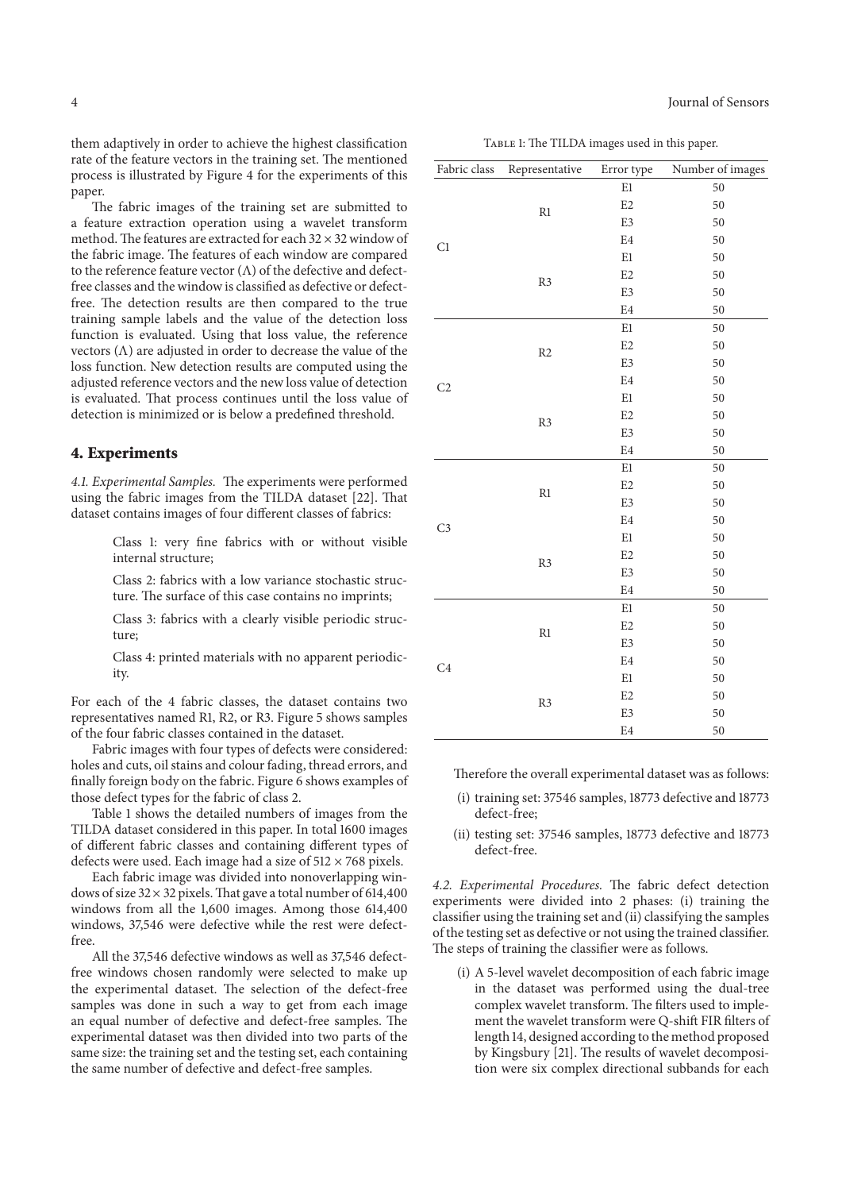them adaptively in order to achieve the highest classification rate of the feature vectors in the training set. The mentioned process is illustrated by Figure 4 for the experiments of this paper.

The fabric images of the training set are submitted to a feature extraction operation using a wavelet transform method. The features are extracted for each $32 \times 32$ window of the fabric image. The features of each window are compared to the reference feature vector ($\Lambda$) of the defective and defect-free classes and the window is classified as defective or defect-free. The detection results are then compared to the true training sample labels and the value of the detection loss function is evaluated. Using that loss value, the reference vectors ($\Lambda$) are adjusted in order to decrease the value of the loss function. New detection results are computed using the adjusted reference vectors and the new loss value of detection is evaluated. That process continues until the loss value of detection is minimized or is below a predefined threshold.

## 4. Experiments

*4.1. Experimental Samples.* The experiments were performed using the fabric images from the TILDA dataset [22]. That dataset contains images of four different classes of fabrics:

Class 1: very fine fabrics with or without visible internal structure;

Class 2: fabrics with a low variance stochastic structure. The surface of this case contains no imprints;

Class 3: fabrics with a clearly visible periodic structure;

Class 4: printed materials with no apparent periodicity.

For each of the 4 fabric classes, the dataset contains two representatives named R1, R2, or R3. Figure 5 shows samples of the four fabric classes contained in the dataset.

Fabric images with four types of defects were considered: holes and cuts, oil stains and colour fading, thread errors, and finally foreign body on the fabric. Figure 6 shows examples of those defect types for the fabric of class 2.

Table 1 shows the detailed numbers of images from the TILDA dataset considered in this paper. In total 1600 images of different fabric classes and containing different types of defects were used. Each image had a size of $512 \times 768$ pixels.

Each fabric image was divided into nonoverlapping windows of size $32 \times 32$ pixels. That gave a total number of 614,400 windows from all the 1,600 images. Among those 614,400 windows, 37,546 were defective while the rest were defect-free.

All the 37,546 defective windows as well as 37,546 defect-free windows chosen randomly were selected to make up the experimental dataset. The selection of the defect-free samples was done in such a way to get from each image an equal number of defective and defect-free samples. The experimental dataset was then divided into two parts of the same size: the training set and the testing set, each containing the same number of defective and defect-free samples.

Table 1: The TILDA images used in this paper.

| Fabric class | Representative | Error type | Number of images |
|---|---|---|---|
| C1 | R1 | E1 | 50 |
| | | E2 | 50 |
| | | E3 | 50 |
| | | E4 | 50 |
| | R3 | E1 | 50 |
| | | E2 | 50 |
| | | E3 | 50 |
| | | E4 | 50 |
| C2 | R2 | E1 | 50 |
| | | E2 | 50 |
| | | E3 | 50 |
| | | E4 | 50 |
| | R3 | E1 | 50 |
| | | E2 | 50 |
| | | E3 | 50 |
| | | E4 | 50 |
| C3 | R1 | E1 | 50 |
| | | E2 | 50 |
| | | E3 | 50 |
| | | E4 | 50 |
| | R3 | E1 | 50 |
| | | E2 | 50 |
| | | E3 | 50 |
| | | E4 | 50 |
| C4 | R1 | E1 | 50 |
| | | E2 | 50 |
| | | E3 | 50 |
| | | E4 | 50 |
| | R3 | E1 | 50 |
| | | E2 | 50 |
| | | E3 | 50 |
| | | E4 | 50 |

Therefore the overall experimental dataset was as follows:

(i) training set: 37546 samples, 18773 defective and 18773 defect-free;

(ii) testing set: 37546 samples, 18773 defective and 18773 defect-free.

*4.2. Experimental Procedures.* The fabric defect detection experiments were divided into 2 phases: (i) training the classifier using the training set and (ii) classifying the samples of the testing set as defective or not using the trained classifier. The steps of training the classifier were as follows.

(i) A 5-level wavelet decomposition of each fabric image in the dataset was performed using the dual-tree complex wavelet transform. The filters used to implement the wavelet transform were Q-shift FIR filters of length 14, designed according to the method proposed by Kingsbury [21]. The results of wavelet decomposition were six complex directional subbands for each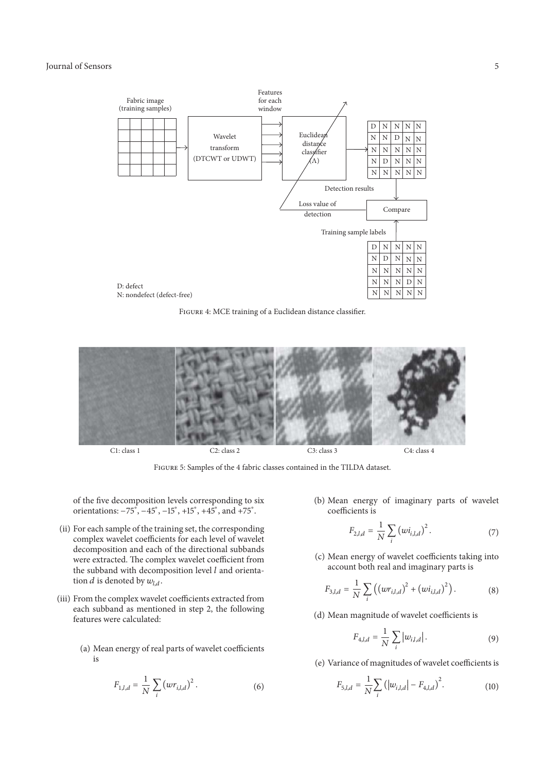Figure 4: MCE training of a Euclidean distance classifier.

Figure 5: Samples of the 4 fabric classes contained in the TILDA dataset.

of the five decomposition levels corresponding to six orientations: $-75^\circ$, $-45^\circ$, $-15^\circ$, $+15^\circ$, $+45^\circ$, and $+75^\circ$.

(ii) For each sample of the training set, the corresponding complex wavelet coefficients for each level of wavelet decomposition and each of the directional subbands were extracted. The complex wavelet coefficient from the subband with decomposition level $l$ and orientation $d$ is denoted by $w_{l,d}$.

(iii) From the complex wavelet coefficients extracted from each subband as mentioned in step 2, the following features were calculated:

(a) Mean energy of real parts of wavelet coefficients is

$$F_{1,l,d} = \frac{1}{N} \sum_{i} \left(wr_{i,l,d}\right)^2. \tag{6}$$

(b) Mean energy of imaginary parts of wavelet coefficients is

$$F_{2,l,d} = \frac{1}{N} \sum_{i} \left(wi_{i,l,d}\right)^2. \tag{7}$$

(c) Mean energy of wavelet coefficients taking into account both real and imaginary parts is

$$F_{3,l,d} = \frac{1}{N} \sum_{i} \left(\left(wr_{i,l,d}\right)^2 + \left(wi_{i,l,d}\right)^2\right). \tag{8}$$

(d) Mean magnitude of wavelet coefficients is

$$F_{4,l,d} = \frac{1}{N} \sum_{i} \left|w_{i,l,d}\right|. \tag{9}$$

(e) Variance of magnitudes of wavelet coefficients is

$$F_{5,l,d} = \frac{1}{N} \sum_{i} \left(\left|w_{i,l,d}\right| - F_{4,l,d}\right)^2. \tag{10}$$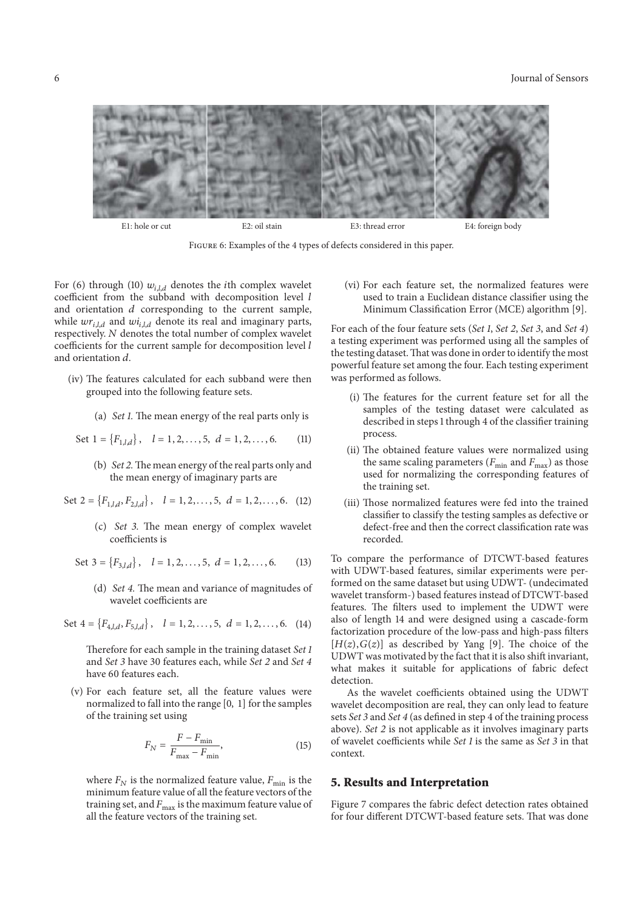E1: hole or cut E2: oil stain E3: thread error E4: foreign body

Figure 6: Examples of the 4 types of defects considered in this paper.

For (6) through (10) $w_{i,l,d}$ denotes the $i$th complex wavelet coefficient from the subband with decomposition level $l$ and orientation $d$ corresponding to the current sample, while $wr_{i,l,d}$ and $wi_{i,l,d}$ denote its real and imaginary parts, respectively. $N$ denotes the total number of complex wavelet coefficients for the current sample for decomposition level $l$ and orientation $d$.

(iv) The features calculated for each subband were then grouped into the following feature sets.

(a) *Set 1.* The mean energy of the real parts only is

$$\text{Set } 1 = \{F_{1,l,d}\}, \quad l = 1, 2, \ldots, 5, \; d = 1, 2, \ldots, 6. \tag{11}$$

(b) *Set 2.* The mean energy of the real parts only and the mean energy of imaginary parts are

$$\text{Set } 2 = \{F_{1,l,d}, F_{2,l,d}\}, \quad l = 1, 2, \ldots, 5, \; d = 1, 2, \ldots, 6. \tag{12}$$

(c) *Set 3.* The mean energy of complex wavelet coefficients is

$$\text{Set } 3 = \{F_{3,l,d}\}, \quad l = 1, 2, \ldots, 5, \; d = 1, 2, \ldots, 6. \tag{13}$$

(d) *Set 4.* The mean and variance of magnitudes of wavelet coefficients are

$$\text{Set } 4 = \{F_{4,l,d}, F_{5,l,d}\}, \quad l = 1, 2, \ldots, 5, \; d = 1, 2, \ldots, 6. \tag{14}$$

Therefore for each sample in the training dataset *Set 1* and *Set 3* have 30 features each, while *Set 2* and *Set 4* have 60 features each.

(v) For each feature set, all the feature values were normalized to fall into the range [0, 1] for the samples of the training set using

$$F_N = \frac{F - F_{\min}}{F_{\max} - F_{\min}}, \tag{15}$$

where $F_N$ is the normalized feature value, $F_{\min}$ is the minimum feature value of all the feature vectors of the training set, and $F_{\max}$ is the maximum feature value of all the feature vectors of the training set.

(vi) For each feature set, the normalized features were used to train a Euclidean distance classifier using the Minimum Classification Error (MCE) algorithm [9].

For each of the four feature sets (*Set 1*, *Set 2*, *Set 3*, and *Set 4*) a testing experiment was performed using all the samples of the testing dataset. That was done in order to identify the most powerful feature set among the four. Each testing experiment was performed as follows.

(i) The features for the current feature set for all the samples of the testing dataset were calculated as described in steps 1 through 4 of the classifier training process.

(ii) The obtained feature values were normalized using the same scaling parameters ($F_{\min}$ and $F_{\max}$) as those used for normalizing the corresponding features of the training set.

(iii) Those normalized features were fed into the trained classifier to classify the testing samples as defective or defect-free and then the correct classification rate was recorded.

To compare the performance of DTCWT-based features with UDWT-based features, similar experiments were performed on the same dataset but using UDWT- (undecimated wavelet transform-) based features instead of DTCWT-based features. The filters used to implement the UDWT were also of length 14 and were designed using a cascade-form factorization procedure of the low-pass and high-pass filters $[H(z), G(z)]$ as described by Yang [9]. The choice of the UDWT was motivated by the fact that it is also shift invariant, what makes it suitable for applications of fabric defect detection.

As the wavelet coefficients obtained using the UDWT wavelet decomposition are real, they can only lead to feature sets *Set 3* and *Set 4* (as defined in step 4 of the training process above). *Set 2* is not applicable as it involves imaginary parts of wavelet coefficients while *Set 1* is the same as *Set 3* in that context.

## 5. Results and Interpretation

Figure 7 compares the fabric defect detection rates obtained for four different DTCWT-based feature sets. That was done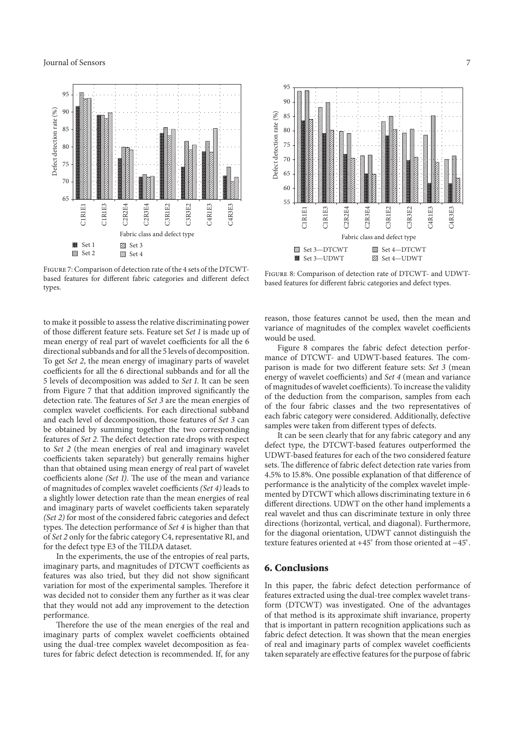Figure 7: Comparison of detection rate of the 4 sets of the DTCWT-based features for different fabric categories and different defect types.

Figure 8: Comparison of detection rate of DTCWT- and UDWT-based features for different fabric categories and defect types.

to make it possible to assess the relative discriminating power of those different feature sets. Feature set *Set 1* is made up of mean energy of real part of wavelet coefficients for all the 6 directional subbands and for all the 5 levels of decomposition. To get *Set 2*, the mean energy of imaginary parts of wavelet coefficients for all the 6 directional subbands and for all the 5 levels of decomposition was added to *Set 1*. It can be seen from Figure 7 that that addition improved significantly the detection rate. The features of *Set 3* are the mean energies of complex wavelet coefficients. For each directional subband and each level of decomposition, those features of *Set 3* can be obtained by summing together the two corresponding features of *Set 2*. The defect detection rate drops with respect to *Set 2* (the mean energies of real and imaginary wavelet coefficients taken separately) but generally remains higher than that obtained using mean energy of real part of wavelet coefficients alone *(Set 1)*. The use of the mean and variance of magnitudes of complex wavelet coefficients *(Set 4)* leads to a slightly lower detection rate than the mean energies of real and imaginary parts of wavelet coefficients taken separately *(Set 2)* for most of the considered fabric categories and defect types. The detection performance of *Set 4* is higher than that of *Set 2* only for the fabric category C4, representative R1, and for the defect type E3 of the TILDA dataset.

In the experiments, the use of the entropies of real parts, imaginary parts, and magnitudes of DTCWT coefficients as features was also tried, but they did not show significant variation for most of the experimental samples. Therefore it was decided not to consider them any further as it was clear that they would not add any improvement to the detection performance.

Therefore the use of the mean energies of the real and imaginary parts of complex wavelet coefficients obtained using the dual-tree complex wavelet decomposition as features for fabric defect detection is recommended. If, for any reason, those features cannot be used, then the mean and variance of magnitudes of the complex wavelet coefficients would be used.

Figure 8 compares the fabric defect detection performance of DTCWT- and UDWT-based features. The comparison is made for two different feature sets: *Set 3* (mean energy of wavelet coefficients) and *Set 4* (mean and variance of magnitudes of wavelet coefficients). To increase the validity of the deduction from the comparison, samples from each of the four fabric classes and the two representatives of each fabric category were considered. Additionally, defective samples were taken from different types of defects.

It can be seen clearly that for any fabric category and any defect type, the DTCWT-based features outperformed the UDWT-based features for each of the two considered feature sets. The difference of fabric defect detection rate varies from 4.5% to 15.8%. One possible explanation of that difference of performance is the analyticity of the complex wavelet implemented by DTCWT which allows discriminating texture in 6 different directions. UDWT on the other hand implements a real wavelet and thus can discriminate texture in only three directions (horizontal, vertical, and diagonal). Furthermore, for the diagonal orientation, UDWT cannot distinguish the texture features oriented at $+45^{\circ}$ from those oriented at $-45^{\circ}$.

## 6. Conclusions

In this paper, the fabric defect detection performance of features extracted using the dual-tree complex wavelet transform (DTCWT) was investigated. One of the advantages of that method is its approximate shift invariance, property that is important in pattern recognition applications such as fabric defect detection. It was shown that the mean energies of real and imaginary parts of complex wavelet coefficients taken separately are effective features for the purpose of fabric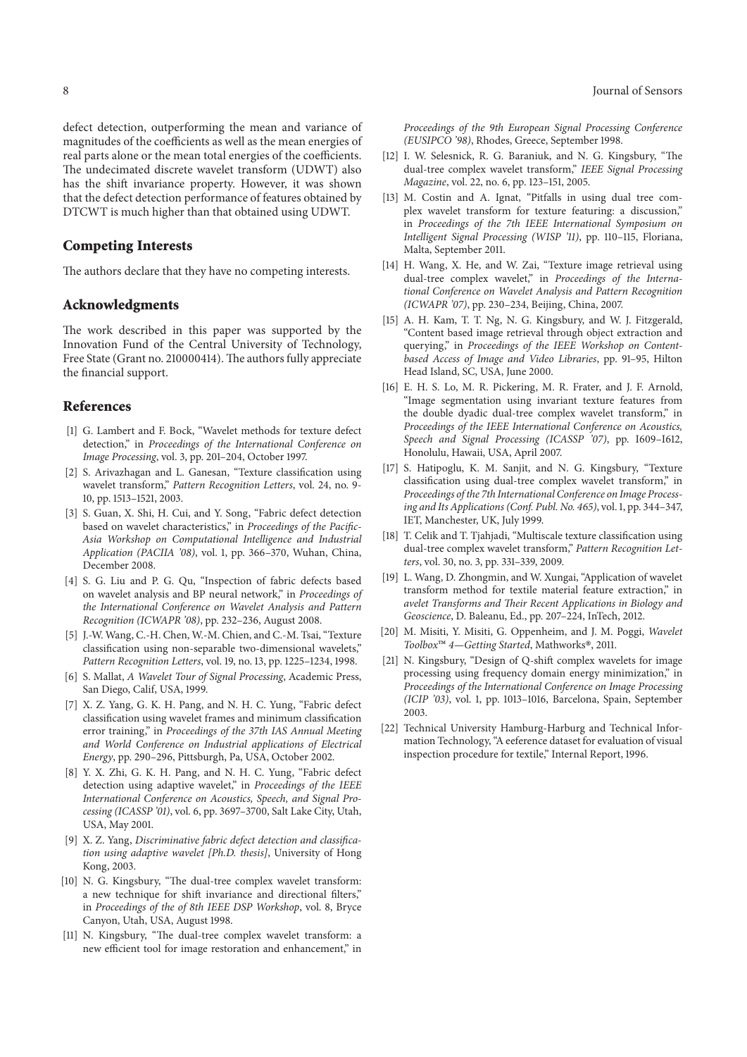defect detection, outperforming the mean and variance of magnitudes of the coefficients as well as the mean energies of real parts alone or the mean total energies of the coefficients. The undecimated discrete wavelet transform (UDWT) also has the shift invariance property. However, it was shown that the defect detection performance of features obtained by DTCWT is much higher than that obtained using UDWT.

## Competing Interests

The authors declare that they have no competing interests.

## Acknowledgments

The work described in this paper was supported by the Innovation Fund of the Central University of Technology, Free State (Grant no. 210000414). The authors fully appreciate the financial support.

## References

[1] G. Lambert and F. Bock, "Wavelet methods for texture defect detection," in *Proceedings of the International Conference on Image Processing*, vol. 3, pp. 201–204, October 1997.

[2] S. Arivazhagan and L. Ganesan, "Texture classification using wavelet transform," *Pattern Recognition Letters*, vol. 24, no. 9-10, pp. 1513–1521, 2003.

[3] S. Guan, X. Shi, H. Cui, and Y. Song, "Fabric defect detection based on wavelet characteristics," in *Proceedings of the Pacific-Asia Workshop on Computational Intelligence and Industrial Application (PACIIA '08)*, vol. 1, pp. 366–370, Wuhan, China, December 2008.

[4] S. G. Liu and P. G. Qu, "Inspection of fabric defects based on wavelet analysis and BP neural network," in *Proceedings of the International Conference on Wavelet Analysis and Pattern Recognition (ICWAPR '08)*, pp. 232–236, August 2008.

[5] J.-W. Wang, C.-H. Chen, W.-M. Chien, and C.-M. Tsai, "Texture classification using non-separable two-dimensional wavelets," *Pattern Recognition Letters*, vol. 19, no. 13, pp. 1225–1234, 1998.

[6] S. Mallat, *A Wavelet Tour of Signal Processing*, Academic Press, San Diego, Calif, USA, 1999.

[7] X. Z. Yang, G. K. H. Pang, and N. H. C. Yung, "Fabric defect classification using wavelet frames and minimum classification error training," in *Proceedings of the 37th IAS Annual Meeting and World Conference on Industrial applications of Electrical Energy*, pp. 290–296, Pittsburgh, Pa, USA, October 2002.

[8] Y. X. Zhi, G. K. H. Pang, and N. H. C. Yung, "Fabric defect detection using adaptive wavelet," in *Proceedings of the IEEE International Conference on Acoustics, Speech, and Signal Processing (ICASSP '01)*, vol. 6, pp. 3697–3700, Salt Lake City, Utah, USA, May 2001.

[9] X. Z. Yang, *Discriminative fabric defect detection and classification using adaptive wavelet [Ph.D. thesis]*, University of Hong Kong, 2003.

[10] N. G. Kingsbury, "The dual-tree complex wavelet transform: a new technique for shift invariance and directional filters," in *Proceedings of the of 8th IEEE DSP Workshop*, vol. 8, Bryce Canyon, Utah, USA, August 1998.

[11] N. Kingsbury, "The dual-tree complex wavelet transform: a new efficient tool for image restoration and enhancement," in *Proceedings of the 9th European Signal Processing Conference (EUSIPCO '98)*, Rhodes, Greece, September 1998.

[12] I. W. Selesnick, R. G. Baraniuk, and N. G. Kingsbury, "The dual-tree complex wavelet transform," *IEEE Signal Processing Magazine*, vol. 22, no. 6, pp. 123–151, 2005.

[13] M. Costin and A. Ignat, "Pitfalls in using dual tree complex wavelet transform for texture featuring: a discussion," in *Proceedings of the 7th IEEE International Symposium on Intelligent Signal Processing (WISP '11)*, pp. 110–115, Floriana, Malta, September 2011.

[14] H. Wang, X. He, and W. Zai, "Texture image retrieval using dual-tree complex wavelet," in *Proceedings of the International Conference on Wavelet Analysis and Pattern Recognition (ICWAPR '07)*, pp. 230–234, Beijing, China, 2007.

[15] A. H. Kam, T. T. Ng, N. G. Kingsbury, and W. J. Fitzgerald, "Content based image retrieval through object extraction and querying," in *Proceedings of the IEEE Workshop on Content-based Access of Image and Video Libraries*, pp. 91–95, Hilton Head Island, SC, USA, June 2000.

[16] E. H. S. Lo, M. R. Pickering, M. R. Frater, and J. F. Arnold, "Image segmentation using invariant texture features from the double dyadic dual-tree complex wavelet transform," in *Proceedings of the IEEE International Conference on Acoustics, Speech and Signal Processing (ICASSP '07)*, pp. I609–I612, Honolulu, Hawaii, USA, April 2007.

[17] S. Hatipoglu, K. M. Sanjit, and N. G. Kingsbury, "Texture classification using dual-tree complex wavelet transform," in *Proceedings of the 7th International Conference on Image Processing and Its Applications (Conf. Publ. No. 465)*, vol. 1, pp. 344–347, IET, Manchester, UK, July 1999.

[18] T. Celik and T. Tjahjadi, "Multiscale texture classification using dual-tree complex wavelet transform," *Pattern Recognition Letters*, vol. 30, no. 3, pp. 331–339, 2009.

[19] L. Wang, D. Zhongmin, and W. Xungai, "Application of wavelet transform method for textile material feature extraction," in *avelet Transforms and Their Recent Applications in Biology and Geoscience*, D. Baleanu, Ed., pp. 207–224, InTech, 2012.

[20] M. Misiti, Y. Misiti, G. Oppenheim, and J. M. Poggi, *Wavelet Toolbox™ 4—Getting Started*, Mathworks®, 2011.

[21] N. Kingsbury, "Design of Q-shift complex wavelets for image processing using frequency domain energy minimization," in *Proceedings of the International Conference on Image Processing (ICIP '03)*, vol. 1, pp. 1013–1016, Barcelona, Spain, September 2003.

[22] Technical University Hamburg-Harburg and Technical Information Technology, "A eeference dataset for evaluation of visual inspection procedure for textile," Internal Report, 1996.